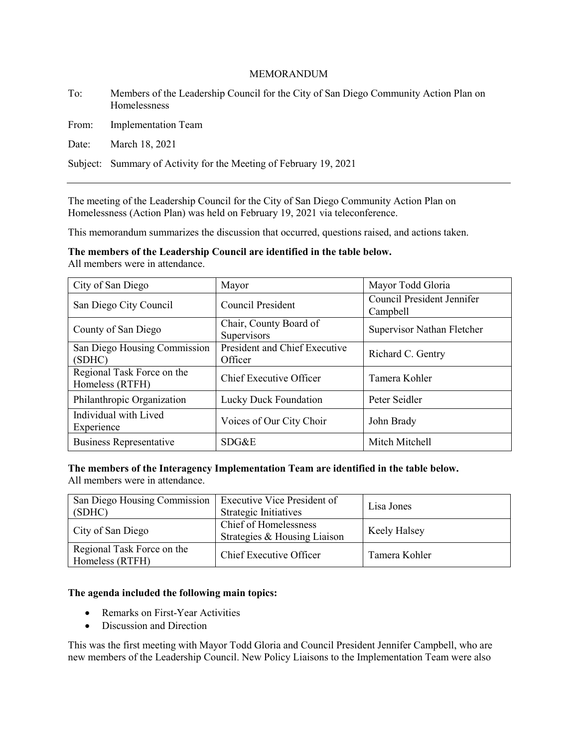# MEMORANDUM

To: Members of the Leadership Council for the City of San Diego Community Action Plan on Homelessness

From: Implementation Team

Date: March 18, 2021

Subject: Summary of Activity for the Meeting of February 19, 2021

---

The meeting of the Leadership Council for the City of San Diego Community Action Plan on Homelessness (Action Plan) was held on February 19, 2021 via teleconference.

This memorandum summarizes the discussion that occurred, questions raised, and actions taken.

**The members of the Leadership Council are identified in the table below.**
All members were in attendance.

| | | |
|---|---|---|
| City of San Diego | Mayor | Mayor Todd Gloria |
| San Diego City Council | Council President | Council President Jennifer Campbell |
| County of San Diego | Chair, County Board of Supervisors | Supervisor Nathan Fletcher |
| San Diego Housing Commission (SDHC) | President and Chief Executive Officer | Richard C. Gentry |
| Regional Task Force on the Homeless (RTFH) | Chief Executive Officer | Tamera Kohler |
| Philanthropic Organization | Lucky Duck Foundation | Peter Seidler |
| Individual with Lived Experience | Voices of Our City Choir | John Brady |
| Business Representative | SDG&E | Mitch Mitchell |

**The members of the Interagency Implementation Team are identified in the table below.**
All members were in attendance.

| | | |
|---|---|---|
| San Diego Housing Commission (SDHC) | Executive Vice President of Strategic Initiatives | Lisa Jones |
| City of San Diego | Chief of Homelessness Strategies & Housing Liaison | Keely Halsey |
| Regional Task Force on the Homeless (RTFH) | Chief Executive Officer | Tamera Kohler |

**The agenda included the following main topics:**

- Remarks on First-Year Activities
- Discussion and Direction

This was the first meeting with Mayor Todd Gloria and Council President Jennifer Campbell, who are new members of the Leadership Council. New Policy Liaisons to the Implementation Team were also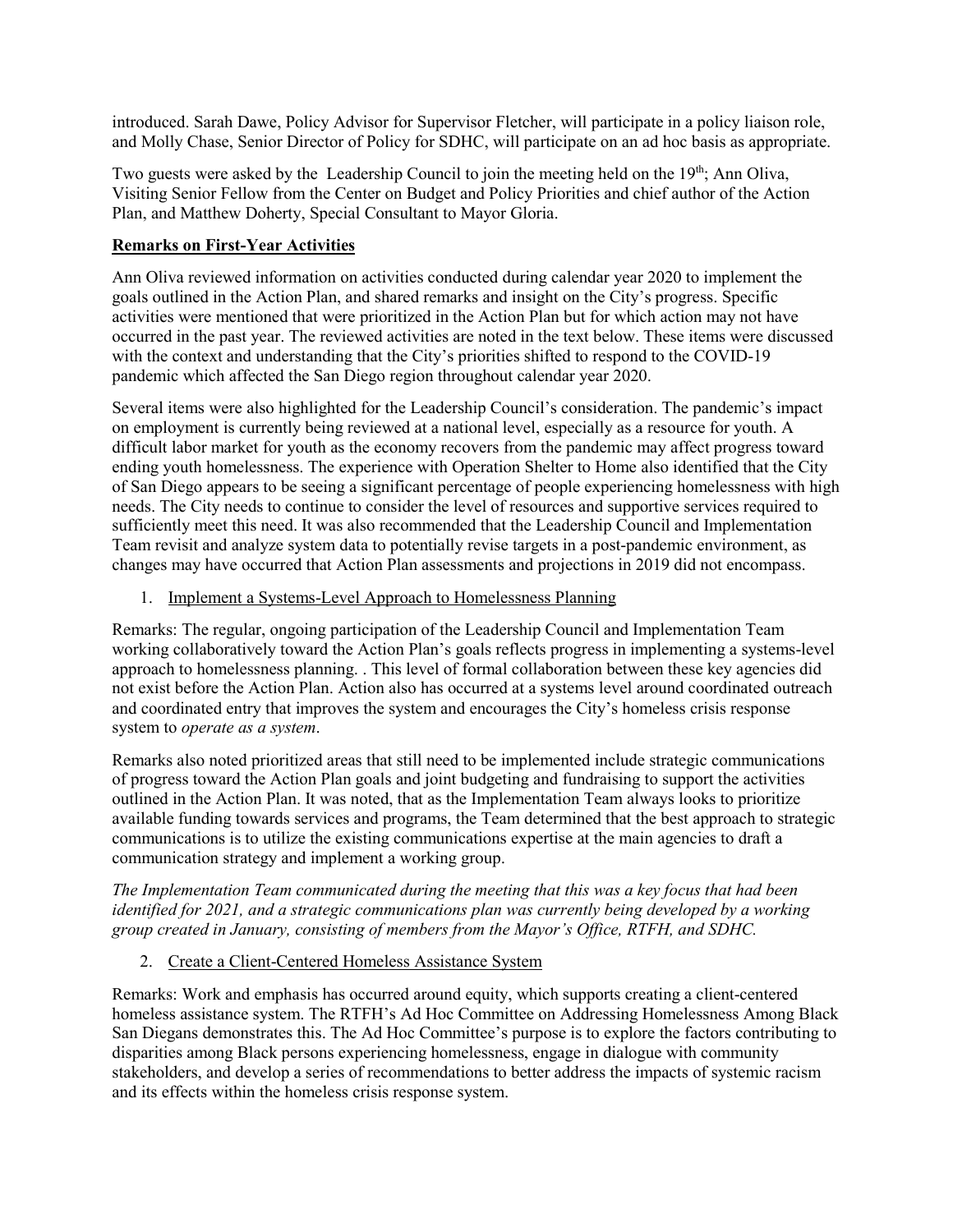introduced. Sarah Dawe, Policy Advisor for Supervisor Fletcher, will participate in a policy liaison role, and Molly Chase, Senior Director of Policy for SDHC, will participate on an ad hoc basis as appropriate.

Two guests were asked by the Leadership Council to join the meeting held on the 19th; Ann Oliva, Visiting Senior Fellow from the Center on Budget and Policy Priorities and chief author of the Action Plan, and Matthew Doherty, Special Consultant to Mayor Gloria.

**Remarks on First-Year Activities**

Ann Oliva reviewed information on activities conducted during calendar year 2020 to implement the goals outlined in the Action Plan, and shared remarks and insight on the City's progress. Specific activities were mentioned that were prioritized in the Action Plan but for which action may not have occurred in the past year. The reviewed activities are noted in the text below. These items were discussed with the context and understanding that the City's priorities shifted to respond to the COVID-19 pandemic which affected the San Diego region throughout calendar year 2020.

Several items were also highlighted for the Leadership Council's consideration. The pandemic's impact on employment is currently being reviewed at a national level, especially as a resource for youth. A difficult labor market for youth as the economy recovers from the pandemic may affect progress toward ending youth homelessness. The experience with Operation Shelter to Home also identified that the City of San Diego appears to be seeing a significant percentage of people experiencing homelessness with high needs. The City needs to continue to consider the level of resources and supportive services required to sufficiently meet this need. It was also recommended that the Leadership Council and Implementation Team revisit and analyze system data to potentially revise targets in a post-pandemic environment, as changes may have occurred that Action Plan assessments and projections in 2019 did not encompass.

1. Implement a Systems-Level Approach to Homelessness Planning

Remarks: The regular, ongoing participation of the Leadership Council and Implementation Team working collaboratively toward the Action Plan's goals reflects progress in implementing a systems-level approach to homelessness planning. . This level of formal collaboration between these key agencies did not exist before the Action Plan. Action also has occurred at a systems level around coordinated outreach and coordinated entry that improves the system and encourages the City's homeless crisis response system to *operate as a system*.

Remarks also noted prioritized areas that still need to be implemented include strategic communications of progress toward the Action Plan goals and joint budgeting and fundraising to support the activities outlined in the Action Plan. It was noted, that as the Implementation Team always looks to prioritize available funding towards services and programs, the Team determined that the best approach to strategic communications is to utilize the existing communications expertise at the main agencies to draft a communication strategy and implement a working group.

*The Implementation Team communicated during the meeting that this was a key focus that had been identified for 2021, and a strategic communications plan was currently being developed by a working group created in January, consisting of members from the Mayor's Office, RTFH, and SDHC.*

2. Create a Client-Centered Homeless Assistance System

Remarks: Work and emphasis has occurred around equity, which supports creating a client-centered homeless assistance system. The RTFH's Ad Hoc Committee on Addressing Homelessness Among Black San Diegans demonstrates this. The Ad Hoc Committee's purpose is to explore the factors contributing to disparities among Black persons experiencing homelessness, engage in dialogue with community stakeholders, and develop a series of recommendations to better address the impacts of systemic racism and its effects within the homeless crisis response system.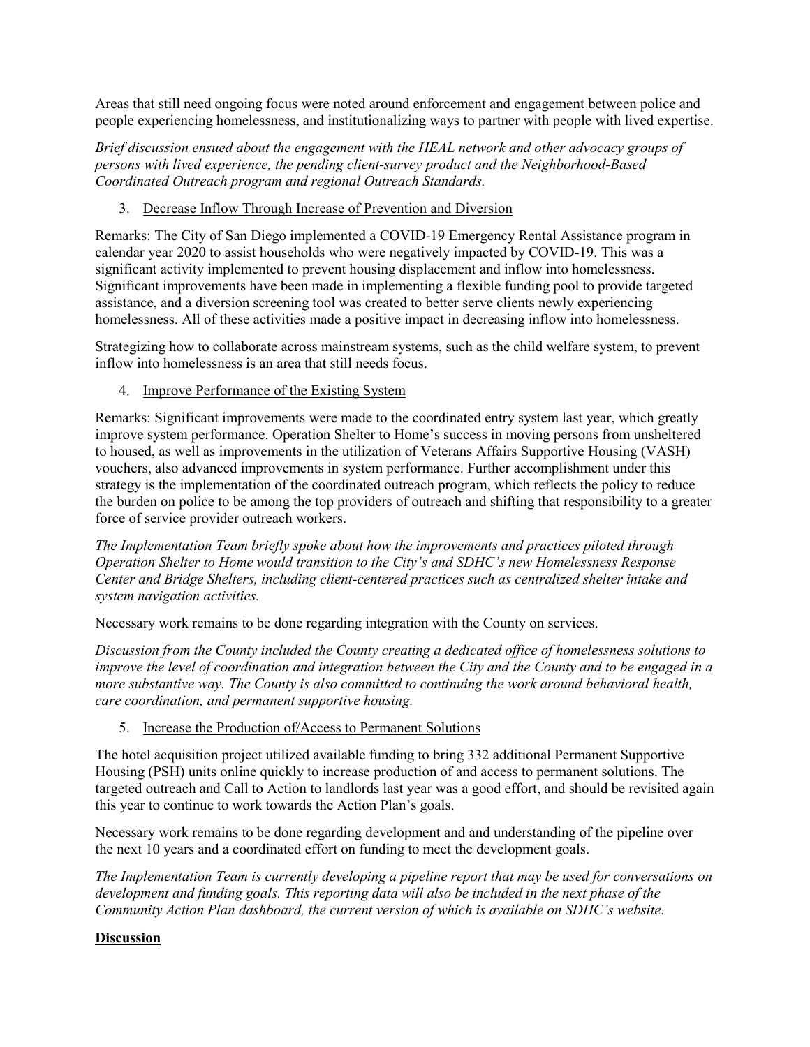Areas that still need ongoing focus were noted around enforcement and engagement between police and people experiencing homelessness, and institutionalizing ways to partner with people with lived expertise.

*Brief discussion ensued about the engagement with the HEAL network and other advocacy groups of persons with lived experience, the pending client-survey product and the Neighborhood-Based Coordinated Outreach program and regional Outreach Standards.*

3. Decrease Inflow Through Increase of Prevention and Diversion

Remarks: The City of San Diego implemented a COVID-19 Emergency Rental Assistance program in calendar year 2020 to assist households who were negatively impacted by COVID-19. This was a significant activity implemented to prevent housing displacement and inflow into homelessness. Significant improvements have been made in implementing a flexible funding pool to provide targeted assistance, and a diversion screening tool was created to better serve clients newly experiencing homelessness. All of these activities made a positive impact in decreasing inflow into homelessness.

Strategizing how to collaborate across mainstream systems, such as the child welfare system, to prevent inflow into homelessness is an area that still needs focus.

4. Improve Performance of the Existing System

Remarks: Significant improvements were made to the coordinated entry system last year, which greatly improve system performance. Operation Shelter to Home's success in moving persons from unsheltered to housed, as well as improvements in the utilization of Veterans Affairs Supportive Housing (VASH) vouchers, also advanced improvements in system performance. Further accomplishment under this strategy is the implementation of the coordinated outreach program, which reflects the policy to reduce the burden on police to be among the top providers of outreach and shifting that responsibility to a greater force of service provider outreach workers.

*The Implementation Team briefly spoke about how the improvements and practices piloted through Operation Shelter to Home would transition to the City's and SDHC's new Homelessness Response Center and Bridge Shelters, including client-centered practices such as centralized shelter intake and system navigation activities.*

Necessary work remains to be done regarding integration with the County on services.

*Discussion from the County included the County creating a dedicated office of homelessness solutions to improve the level of coordination and integration between the City and the County and to be engaged in a more substantive way. The County is also committed to continuing the work around behavioral health, care coordination, and permanent supportive housing.*

5. Increase the Production of/Access to Permanent Solutions

The hotel acquisition project utilized available funding to bring 332 additional Permanent Supportive Housing (PSH) units online quickly to increase production of and access to permanent solutions. The targeted outreach and Call to Action to landlords last year was a good effort, and should be revisited again this year to continue to work towards the Action Plan's goals.

Necessary work remains to be done regarding development and and understanding of the pipeline over the next 10 years and a coordinated effort on funding to meet the development goals.

*The Implementation Team is currently developing a pipeline report that may be used for conversations on development and funding goals. This reporting data will also be included in the next phase of the Community Action Plan dashboard, the current version of which is available on SDHC's website.*

**Discussion**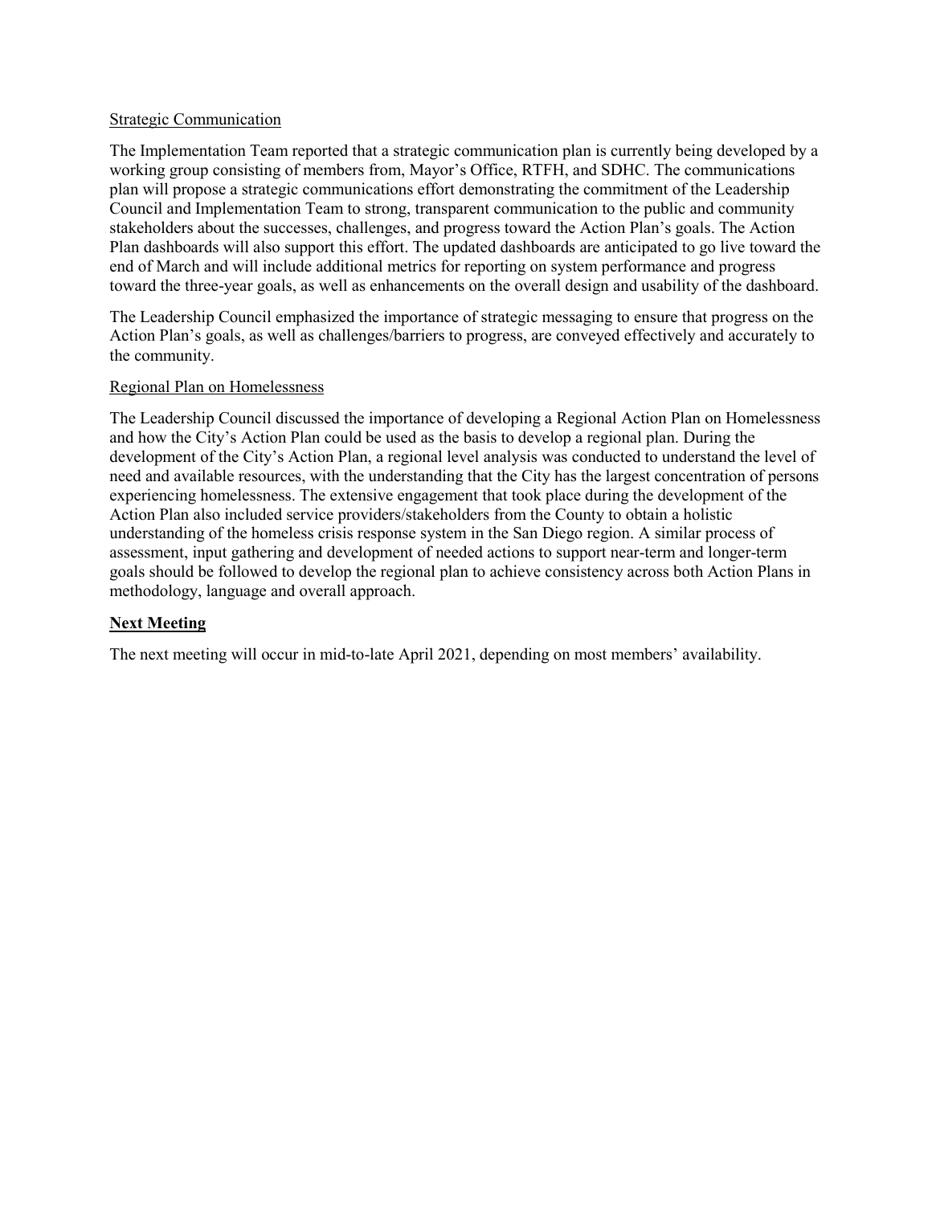Strategic Communication

The Implementation Team reported that a strategic communication plan is currently being developed by a working group consisting of members from, Mayor's Office, RTFH, and SDHC. The communications plan will propose a strategic communications effort demonstrating the commitment of the Leadership Council and Implementation Team to strong, transparent communication to the public and community stakeholders about the successes, challenges, and progress toward the Action Plan's goals. The Action Plan dashboards will also support this effort. The updated dashboards are anticipated to go live toward the end of March and will include additional metrics for reporting on system performance and progress toward the three-year goals, as well as enhancements on the overall design and usability of the dashboard.

The Leadership Council emphasized the importance of strategic messaging to ensure that progress on the Action Plan's goals, as well as challenges/barriers to progress, are conveyed effectively and accurately to the community.

Regional Plan on Homelessness

The Leadership Council discussed the importance of developing a Regional Action Plan on Homelessness and how the City's Action Plan could be used as the basis to develop a regional plan. During the development of the City's Action Plan, a regional level analysis was conducted to understand the level of need and available resources, with the understanding that the City has the largest concentration of persons experiencing homelessness. The extensive engagement that took place during the development of the Action Plan also included service providers/stakeholders from the County to obtain a holistic understanding of the homeless crisis response system in the San Diego region. A similar process of assessment, input gathering and development of needed actions to support near-term and longer-term goals should be followed to develop the regional plan to achieve consistency across both Action Plans in methodology, language and overall approach.

## Next Meeting

The next meeting will occur in mid-to-late April 2021, depending on most members' availability.